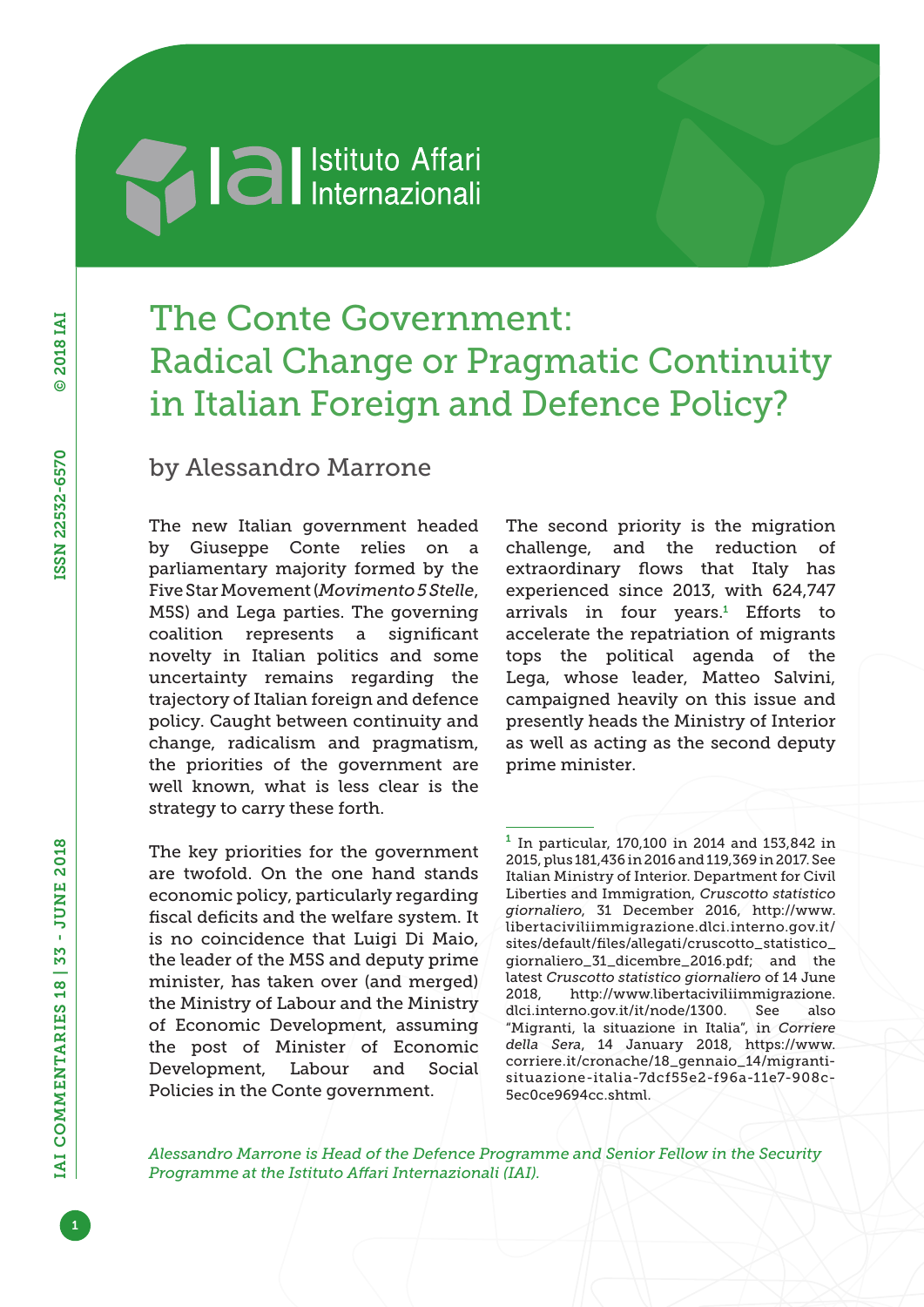# The Conte Government: Radical Change or Pragmatic Continuity in Italian Foreign and Defence Policy?

by Alessandro Marrone

The new Italian government headed by Giuseppe Conte relies on a parliamentary majority formed by the Five Star Movement (*Movimento 5 Stelle*, M5S) and Lega parties. The governing coalition represents a significant novelty in Italian politics and some uncertainty remains regarding the trajectory of Italian foreign and defence policy. Caught between continuity and change, radicalism and pragmatism, the priorities of the government are well known, what is less clear is the strategy to carry these forth.

The key priorities for the government are twofold. On the one hand stands economic policy, particularly regarding fiscal deficits and the welfare system. It is no coincidence that Luigi Di Maio, the leader of the M5S and deputy prime minister, has taken over (and merged) the Ministry of Labour and the Ministry of Economic Development, assuming the post of Minister of Economic Development, Labour and Social Policies in the Conte government.

The second priority is the migration challenge, and the reduction of extraordinary flows that Italy has experienced since 2013, with 624,747 arrivals in four years.[1] Efforts to accelerate the repatriation of migrants tops the political agenda of the Lega, whose leader, Matteo Salvini, campaigned heavily on this issue and presently heads the Ministry of Interior as well as acting as the second deputy prime minister.

---

[1] In particular, 170,100 in 2014 and 153,842 in 2015, plus 181,436 in 2016 and 119,369 in 2017. See Italian Ministry of Interior. Department for Civil Liberties and Immigration, *Cruscotto statistico giornaliero*, 31 December 2016, http://www.libertaciviliimmigrazione.dlci.interno.gov.it/sites/default/files/allegati/cruscotto_statistico_giornaliero_31_dicembre_2016.pdf; and the latest *Cruscotto statistico giornaliero* of 14 June 2018, http://www.libertaciviliimmigrazione.dlci.interno.gov.it/it/node/1300. See also "Migranti, la situazione in Italia", in *Corriere della Sera*, 14 January 2018, https://www.corriere.it/cronache/18_gennaio_14/migranti-situazione-italia-7dcf55e2-f96a-11e7-908c-5ec0ce9694cc.shtml.

*Alessandro Marrone is Head of the Defence Programme and Senior Fellow in the Security Programme at the Istituto Affari Internazionali (IAI).*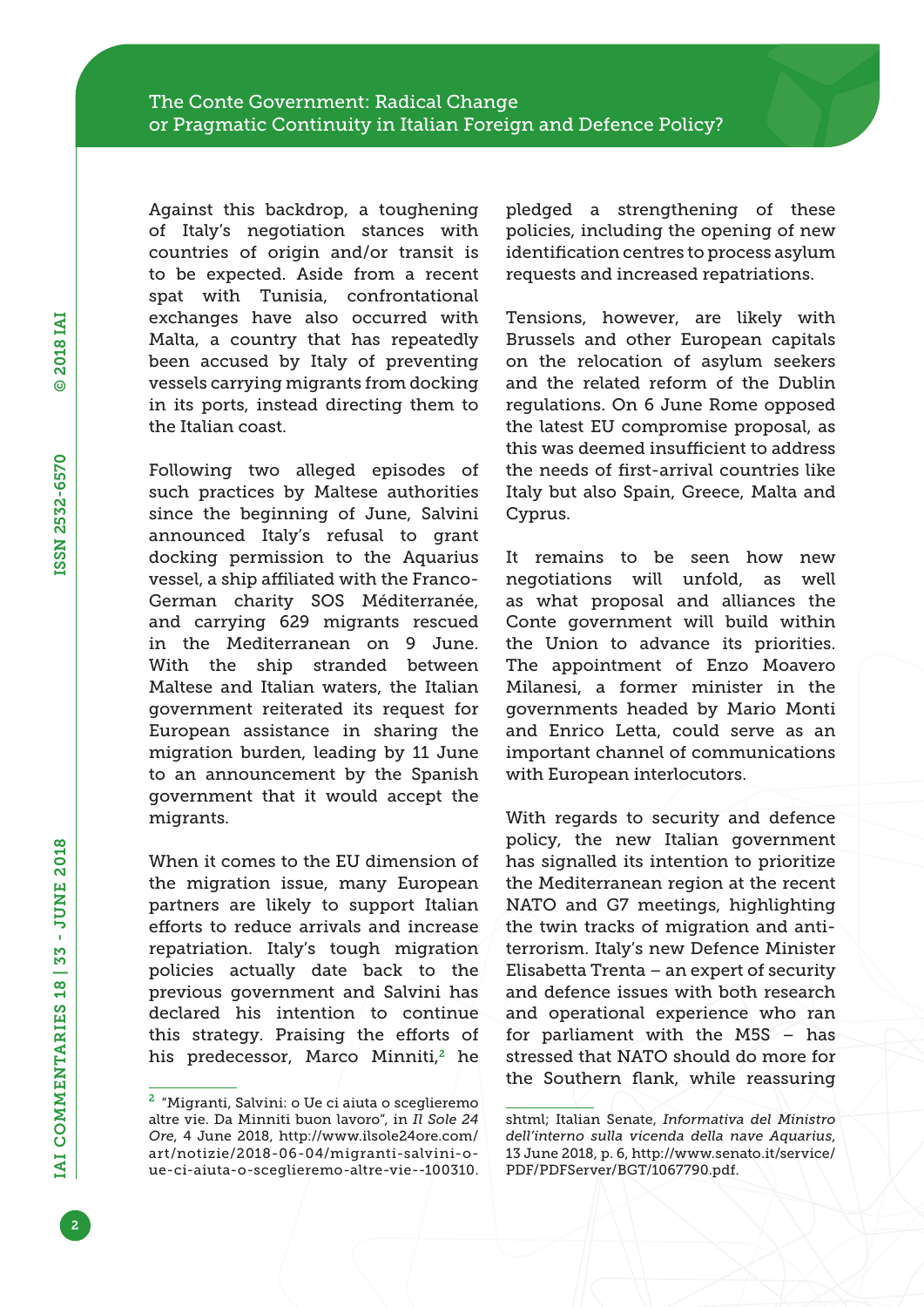Against this backdrop, a toughening of Italy's negotiation stances with countries of origin and/or transit is to be expected. Aside from a recent spat with Tunisia, confrontational exchanges have also occurred with Malta, a country that has repeatedly been accused by Italy of preventing vessels carrying migrants from docking in its ports, instead directing them to the Italian coast.

Following two alleged episodes of such practices by Maltese authorities since the beginning of June, Salvini announced Italy's refusal to grant docking permission to the Aquarius vessel, a ship affiliated with the Franco-German charity SOS Méditerranée, and carrying 629 migrants rescued in the Mediterranean on 9 June. With the ship stranded between Maltese and Italian waters, the Italian government reiterated its request for European assistance in sharing the migration burden, leading by 11 June to an announcement by the Spanish government that it would accept the migrants.

When it comes to the EU dimension of the migration issue, many European partners are likely to support Italian efforts to reduce arrivals and increase repatriation. Italy's tough migration policies actually date back to the previous government and Salvini has declared his intention to continue this strategy. Praising the efforts of his predecessor, Marco Minniti,[2] he pledged a strengthening of these policies, including the opening of new identification centres to process asylum requests and increased repatriations.

Tensions, however, are likely with Brussels and other European capitals on the relocation of asylum seekers and the related reform of the Dublin regulations. On 6 June Rome opposed the latest EU compromise proposal, as this was deemed insufficient to address the needs of first-arrival countries like Italy but also Spain, Greece, Malta and Cyprus.

It remains to be seen how new negotiations will unfold, as well as what proposal and alliances the Conte government will build within the Union to advance its priorities. The appointment of Enzo Moavero Milanesi, a former minister in the governments headed by Mario Monti and Enrico Letta, could serve as an important channel of communications with European interlocutors.

With regards to security and defence policy, the new Italian government has signalled its intention to prioritize the Mediterranean region at the recent NATO and G7 meetings, highlighting the twin tracks of migration and anti-terrorism. Italy's new Defence Minister Elisabetta Trenta – an expert of security and defence issues with both research and operational experience who ran for parliament with the M5S – has stressed that NATO should do more for the Southern flank, while reassuring

---

[2] "Migranti, Salvini: o Ue ci aiuta o sceglieremo altre vie. Da Minniti buon lavoro", in *Il Sole 24 Ore*, 4 June 2018, http://www.ilsole24ore.com/art/notizie/2018-06-04/migranti-salvini-o-ue-ci-aiuta-o-sceglieremo-altre-vie--100310.shtml; Italian Senate, *Informativa del Ministro dell'interno sulla vicenda della nave Aquarius*, 13 June 2018, p. 6, http://www.senato.it/service/PDF/PDFServer/BGT/1067790.pdf.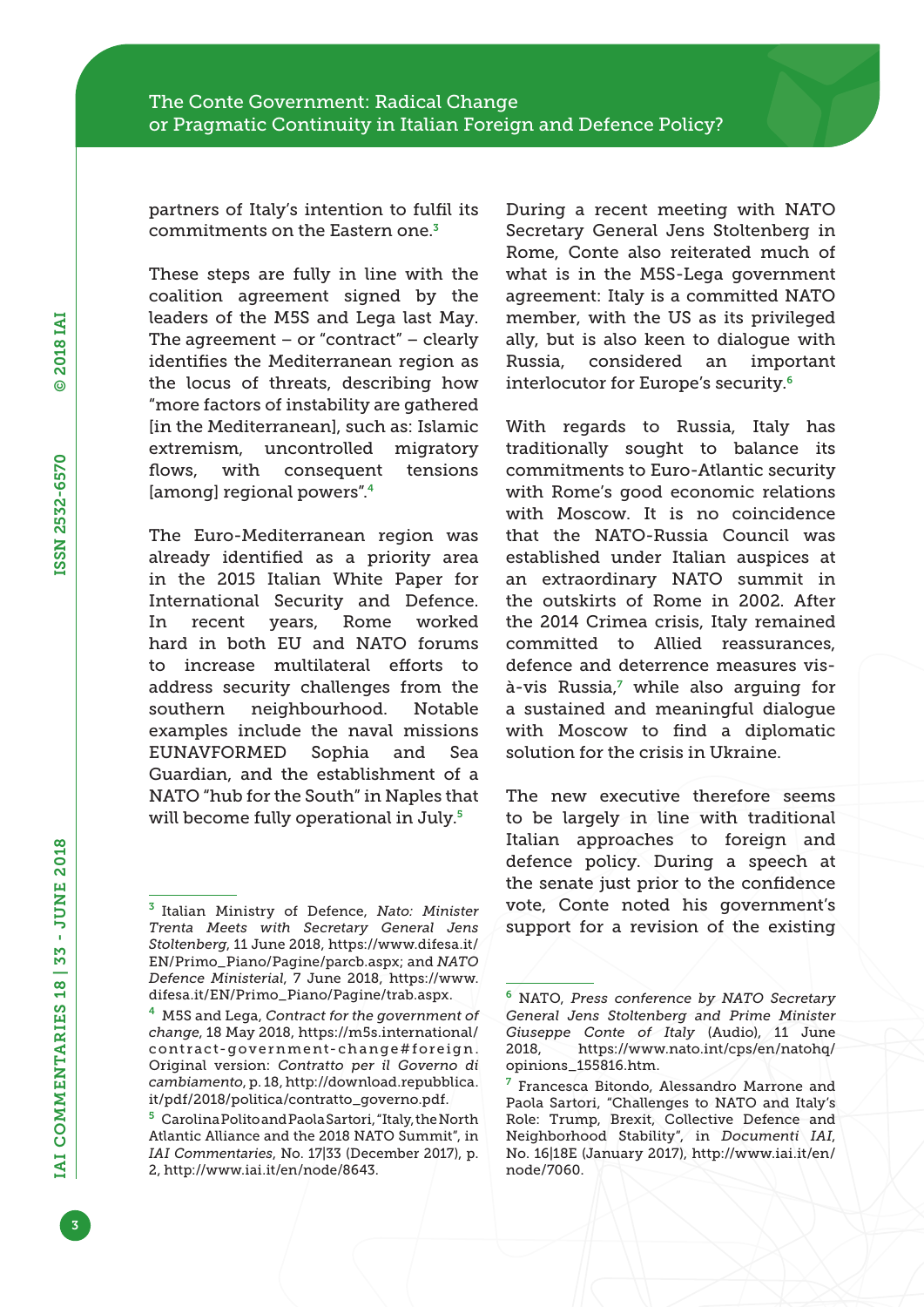partners of Italy's intention to fulfil its commitments on the Eastern one.[3]

These steps are fully in line with the coalition agreement signed by the leaders of the M5S and Lega last May. The agreement – or "contract" – clearly identifies the Mediterranean region as the locus of threats, describing how "more factors of instability are gathered [in the Mediterranean], such as: Islamic extremism, uncontrolled migratory flows, with consequent tensions [among] regional powers".[4]

The Euro-Mediterranean region was already identified as a priority area in the 2015 Italian White Paper for International Security and Defence. In recent years, Rome worked hard in both EU and NATO forums to increase multilateral efforts to address security challenges from the southern neighbourhood. Notable examples include the naval missions EUNAVFORMED Sophia and Sea Guardian, and the establishment of a NATO "hub for the South" in Naples that will become fully operational in July.[5]

During a recent meeting with NATO Secretary General Jens Stoltenberg in Rome, Conte also reiterated much of what is in the M5S-Lega government agreement: Italy is a committed NATO member, with the US as its privileged ally, but is also keen to dialogue with Russia, considered an important interlocutor for Europe's security.[6]

With regards to Russia, Italy has traditionally sought to balance its commitments to Euro-Atlantic security with Rome's good economic relations with Moscow. It is no coincidence that the NATO-Russia Council was established under Italian auspices at an extraordinary NATO summit in the outskirts of Rome in 2002. After the 2014 Crimea crisis, Italy remained committed to Allied reassurances, defence and deterrence measures vis-à-vis Russia,[7] while also arguing for a sustained and meaningful dialogue with Moscow to find a diplomatic solution for the crisis in Ukraine.

The new executive therefore seems to be largely in line with traditional Italian approaches to foreign and defence policy. During a speech at the senate just prior to the confidence vote, Conte noted his government's support for a revision of the existing

---

[3] Italian Ministry of Defence, *Nato: Minister Trenta Meets with Secretary General Jens Stoltenberg*, 11 June 2018, https://www.difesa.it/EN/Primo_Piano/Pagine/parcb.aspx; and *NATO Defence Ministerial*, 7 June 2018, https://www.difesa.it/EN/Primo_Piano/Pagine/trab.aspx.

[4] M5S and Lega, *Contract for the government of change*, 18 May 2018, https://m5s.international/contract-government-change#foreign. Original version: *Contratto per il Governo di cambiamento*, p. 18, http://download.repubblica.it/pdf/2018/politica/contratto_governo.pdf.

[5] Carolina Polito and Paola Sartori, "Italy, the North Atlantic Alliance and the 2018 NATO Summit", in *IAI Commentaries*, No. 17|33 (December 2017), p. 2, http://www.iai.it/en/node/8643.

[6] NATO, *Press conference by NATO Secretary General Jens Stoltenberg and Prime Minister Giuseppe Conte of Italy* (Audio), 11 June 2018, https://www.nato.int/cps/en/natohq/opinions_155816.htm.

[7] Francesca Bitondo, Alessandro Marrone and Paola Sartori, "Challenges to NATO and Italy's Role: Trump, Brexit, Collective Defence and Neighborhood Stability", in *Documenti IAI*, No. 16|18E (January 2017), http://www.iai.it/en/node/7060.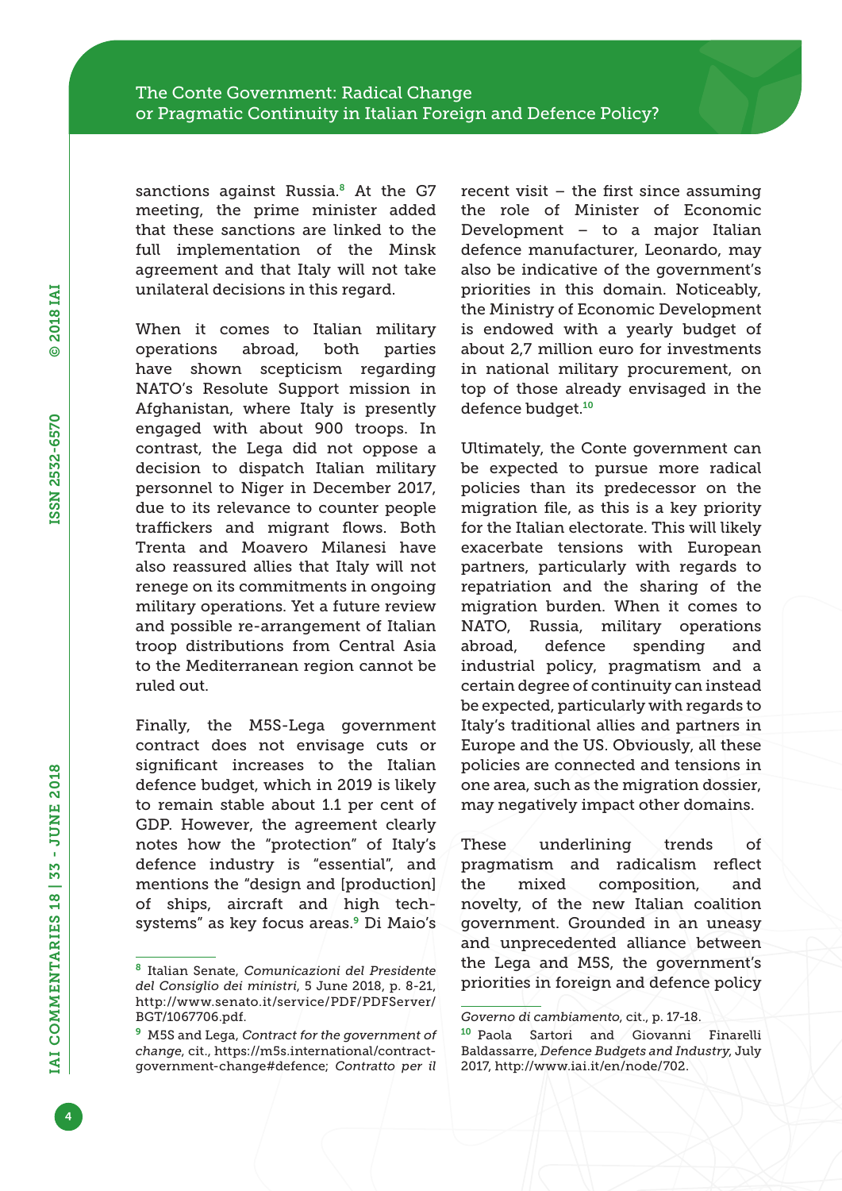sanctions against Russia.[8] At the G7 meeting, the prime minister added that these sanctions are linked to the full implementation of the Minsk agreement and that Italy will not take unilateral decisions in this regard.

When it comes to Italian military operations abroad, both parties have shown scepticism regarding NATO's Resolute Support mission in Afghanistan, where Italy is presently engaged with about 900 troops. In contrast, the Lega did not oppose a decision to dispatch Italian military personnel to Niger in December 2017, due to its relevance to counter people traffickers and migrant flows. Both Trenta and Moavero Milanesi have also reassured allies that Italy will not renege on its commitments in ongoing military operations. Yet a future review and possible re-arrangement of Italian troop distributions from Central Asia to the Mediterranean region cannot be ruled out.

Finally, the M5S-Lega government contract does not envisage cuts or significant increases to the Italian defence budget, which in 2019 is likely to remain stable about 1.1 per cent of GDP. However, the agreement clearly notes how the "protection" of Italy's defence industry is "essential", and mentions the "design and [production] of ships, aircraft and high tech-systems" as key focus areas.[9] Di Maio's recent visit – the first since assuming the role of Minister of Economic Development – to a major Italian defence manufacturer, Leonardo, may also be indicative of the government's priorities in this domain. Noticeably, the Ministry of Economic Development is endowed with a yearly budget of about 2,7 million euro for investments in national military procurement, on top of those already envisaged in the defence budget.[10]

Ultimately, the Conte government can be expected to pursue more radical policies than its predecessor on the migration file, as this is a key priority for the Italian electorate. This will likely exacerbate tensions with European partners, particularly with regards to repatriation and the sharing of the migration burden. When it comes to NATO, Russia, military operations abroad, defence spending and industrial policy, pragmatism and a certain degree of continuity can instead be expected, particularly with regards to Italy's traditional allies and partners in Europe and the US. Obviously, all these policies are connected and tensions in one area, such as the migration dossier, may negatively impact other domains.

These underlining trends of pragmatism and radicalism reflect the mixed composition, and novelty, of the new Italian coalition government. Grounded in an uneasy and unprecedented alliance between the Lega and M5S, the government's priorities in foreign and defence policy

---

[8] Italian Senate, *Comunicazioni del Presidente del Consiglio dei ministri*, 5 June 2018, p. 8-21, http://www.senato.it/service/PDF/PDFServer/BGT/1067706.pdf.

[9] M5S and Lega, *Contract for the government of change*, cit., https://m5s.international/contract-government-change#defence; *Contratto per il Governo di cambiamento*, cit., p. 17-18.

[10] Paola Sartori and Giovanni Finarelli Baldassarre, *Defence Budgets and Industry*, July 2017, http://www.iai.it/en/node/702.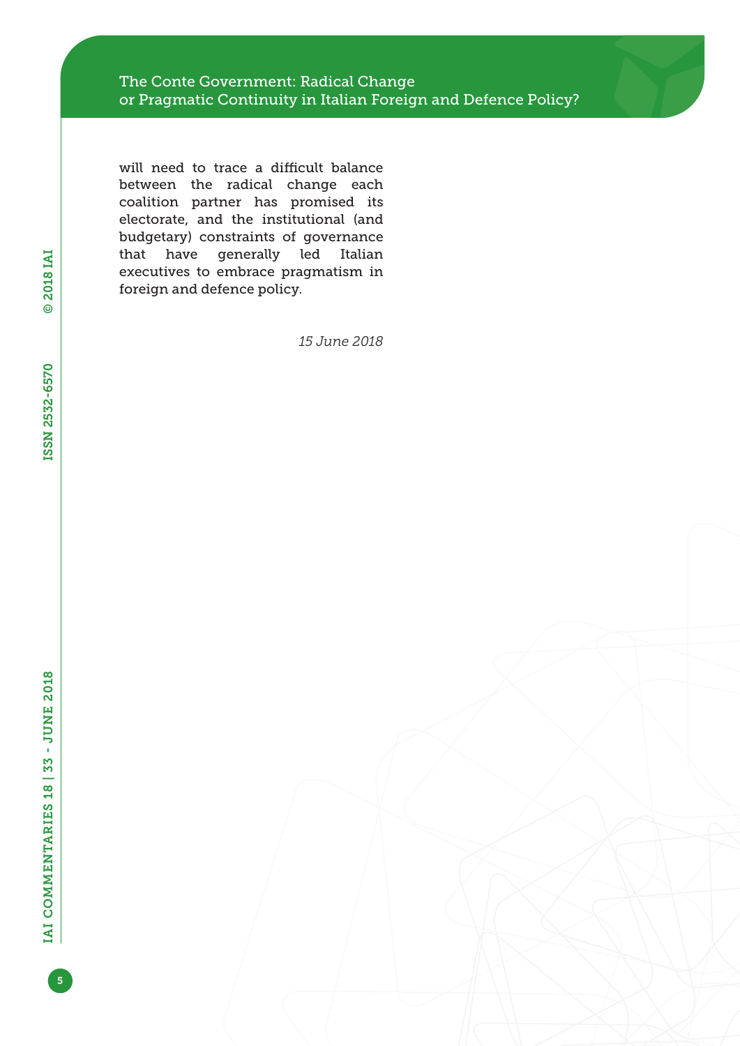will need to trace a difficult balance between the radical change each coalition partner has promised its electorate, and the institutional (and budgetary) constraints of governance that have generally led Italian executives to embrace pragmatism in foreign and defence policy.

*15 June 2018*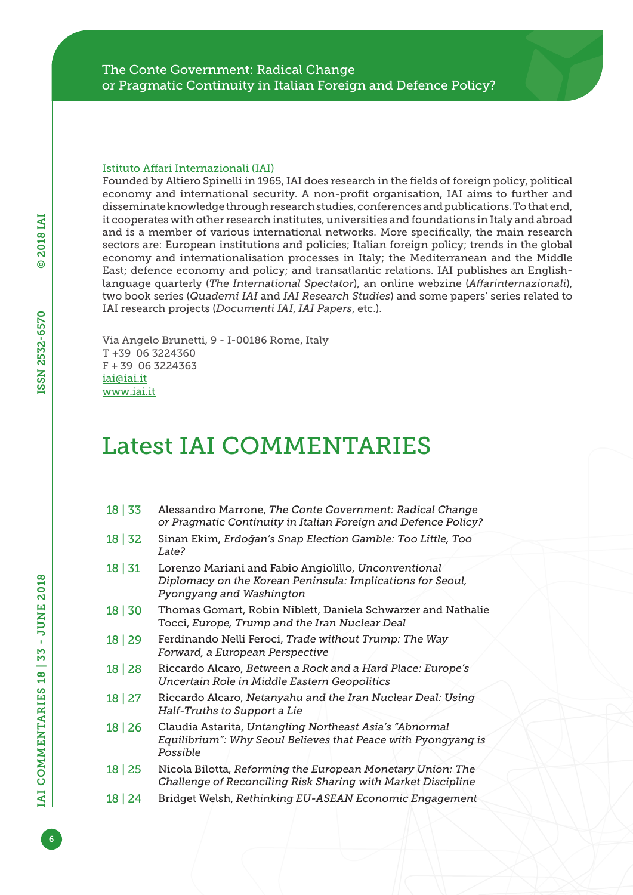Istituto Affari Internazionali (IAI)

Founded by Altiero Spinelli in 1965, IAI does research in the fields of foreign policy, political economy and international security. A non-profit organisation, IAI aims to further and disseminate knowledge through research studies, conferences and publications. To that end, it cooperates with other research institutes, universities and foundations in Italy and abroad and is a member of various international networks. More specifically, the main research sectors are: European institutions and policies; Italian foreign policy; trends in the global economy and internationalisation processes in Italy; the Mediterranean and the Middle East; defence economy and policy; and transatlantic relations. IAI publishes an English-language quarterly (*The International Spectator*), an online webzine (*Affarinternazionali*), two book series (*Quaderni IAI* and *IAI Research Studies*) and some papers' series related to IAI research projects (*Documenti IAI*, *IAI Papers*, etc.).

Via Angelo Brunetti, 9 - I-00186 Rome, Italy
T +39 06 3224360
F + 39 06 3224363
iai@iai.it
www.iai.it

# Latest IAI COMMENTARIES

| | |
|---|---|
| 18 \| 33 | Alessandro Marrone, *The Conte Government: Radical Change or Pragmatic Continuity in Italian Foreign and Defence Policy?* |
| 18 \| 32 | Sinan Ekim, *Erdoğan's Snap Election Gamble: Too Little, Too Late?* |
| 18 \| 31 | Lorenzo Mariani and Fabio Angiolillo, *Unconventional Diplomacy on the Korean Peninsula: Implications for Seoul, Pyongyang and Washington* |
| 18 \| 30 | Thomas Gomart, Robin Niblett, Daniela Schwarzer and Nathalie Tocci, *Europe, Trump and the Iran Nuclear Deal* |
| 18 \| 29 | Ferdinando Nelli Feroci, *Trade without Trump: The Way Forward, a European Perspective* |
| 18 \| 28 | Riccardo Alcaro, *Between a Rock and a Hard Place: Europe's Uncertain Role in Middle Eastern Geopolitics* |
| 18 \| 27 | Riccardo Alcaro, *Netanyahu and the Iran Nuclear Deal: Using Half-Truths to Support a Lie* |
| 18 \| 26 | Claudia Astarita, *Untangling Northeast Asia's "Abnormal Equilibrium": Why Seoul Believes that Peace with Pyongyang is Possible* |
| 18 \| 25 | Nicola Bilotta, *Reforming the European Monetary Union: The Challenge of Reconciling Risk Sharing with Market Discipline* |
| 18 \| 24 | Bridget Welsh, *Rethinking EU-ASEAN Economic Engagement* |